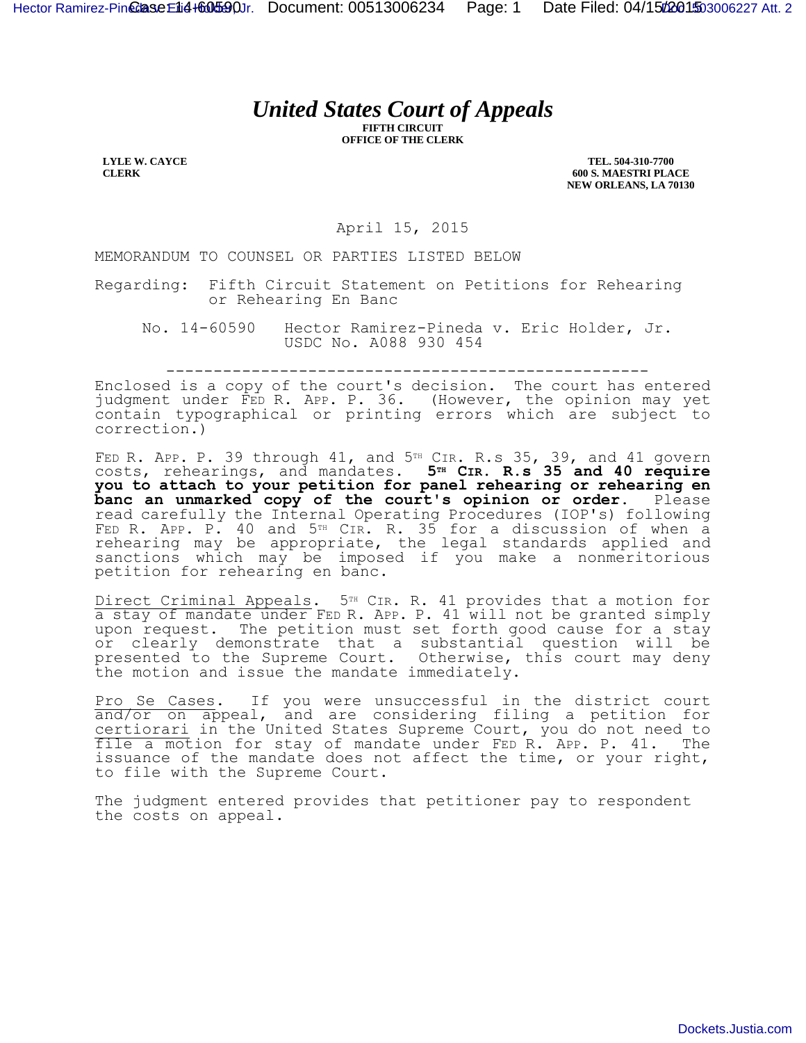# *United States Court of Appeals*

**FIFTH CIRCUIT**
**OFFICE OF THE CLERK**

**LYLE W. CAYCE**
**CLERK**

**TEL. 504-310-7700**
**600 S. MAESTRI PLACE**
**NEW ORLEANS, LA 70130**

April 15, 2015

MEMORANDUM TO COUNSEL OR PARTIES LISTED BELOW

Regarding: Fifth Circuit Statement on Petitions for Rehearing or Rehearing En Banc

No. 14-60590 Hector Ramirez-Pineda v. Eric Holder, Jr.
USDC No. A088 930 454

---

Enclosed is a copy of the court's decision. The court has entered judgment under FED R. APP. P. 36. (However, the opinion may yet contain typographical or printing errors which are subject to correction.)

FED R. APP. P. 39 through 41, and 5TH CIR. R.s 35, 39, and 41 govern costs, rehearings, and mandates. **5TH CIR. R.s 35 and 40 require you to attach to your petition for panel rehearing or rehearing en banc an unmarked copy of the court's opinion or order.** Please read carefully the Internal Operating Procedures (IOP's) following FED R. APP. P. 40 and 5TH CIR. R. 35 for a discussion of when a rehearing may be appropriate, the legal standards applied and sanctions which may be imposed if you make a nonmeritorious petition for rehearing en banc.

Direct Criminal Appeals. 5TH CIR. R. 41 provides that a motion for a stay of mandate under FED R. APP. P. 41 will not be granted simply upon request. The petition must set forth good cause for a stay or clearly demonstrate that a substantial question will be presented to the Supreme Court. Otherwise, this court may deny the motion and issue the mandate immediately.

Pro Se Cases. If you were unsuccessful in the district court and/or on appeal, and are considering filing a petition for certiorari in the United States Supreme Court, you do not need to file a motion for stay of mandate under FED R. APP. P. 41. The issuance of the mandate does not affect the time, or your right, to file with the Supreme Court.

The judgment entered provides that petitioner pay to respondent the costs on appeal.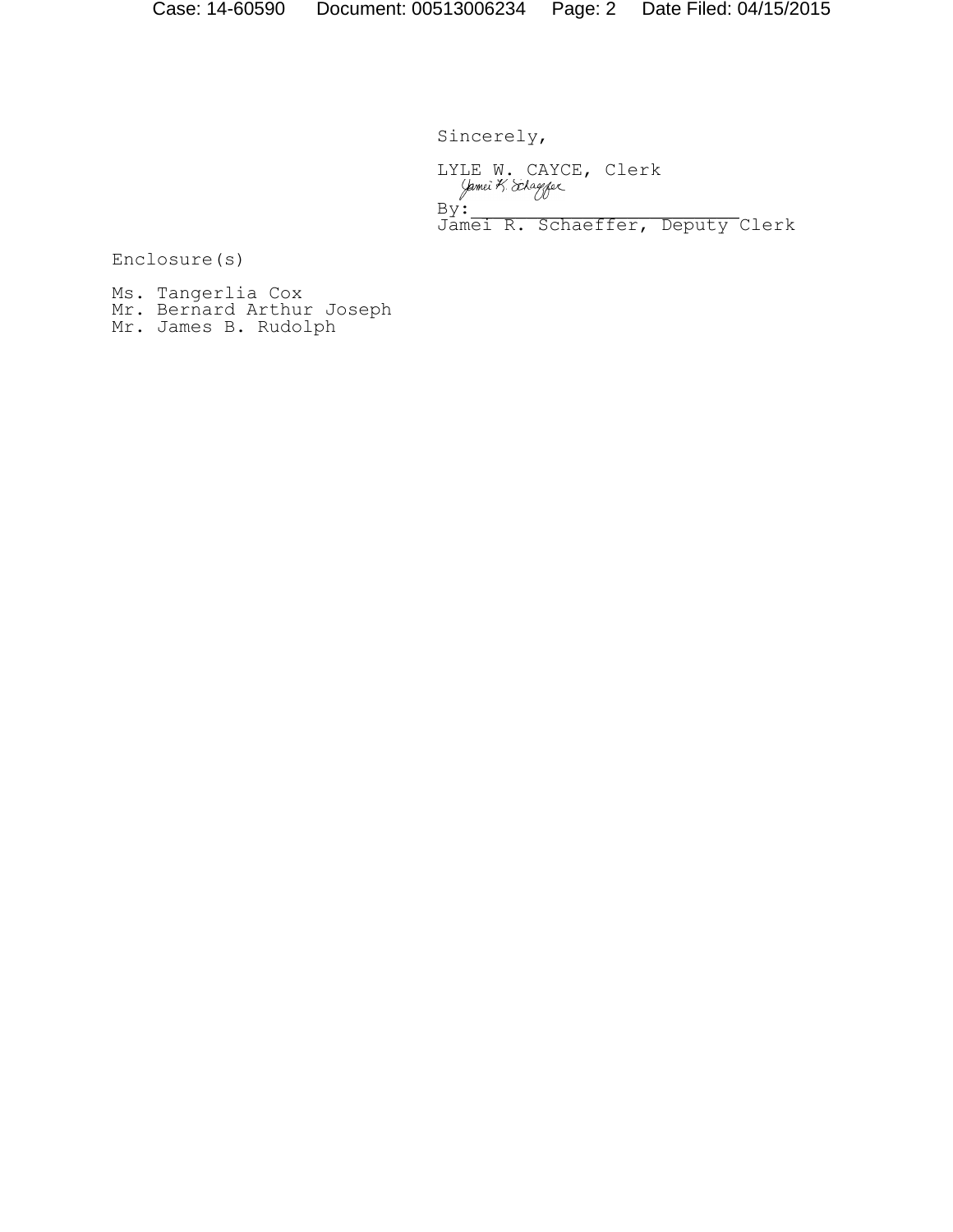Sincerely,

LYLE W. CAYCE, Clerk

By: ______________________

Jamei R. Schaeffer, Deputy Clerk

Enclosure(s)

Ms. Tangerlia Cox
Mr. Bernard Arthur Joseph
Mr. James B. Rudolph